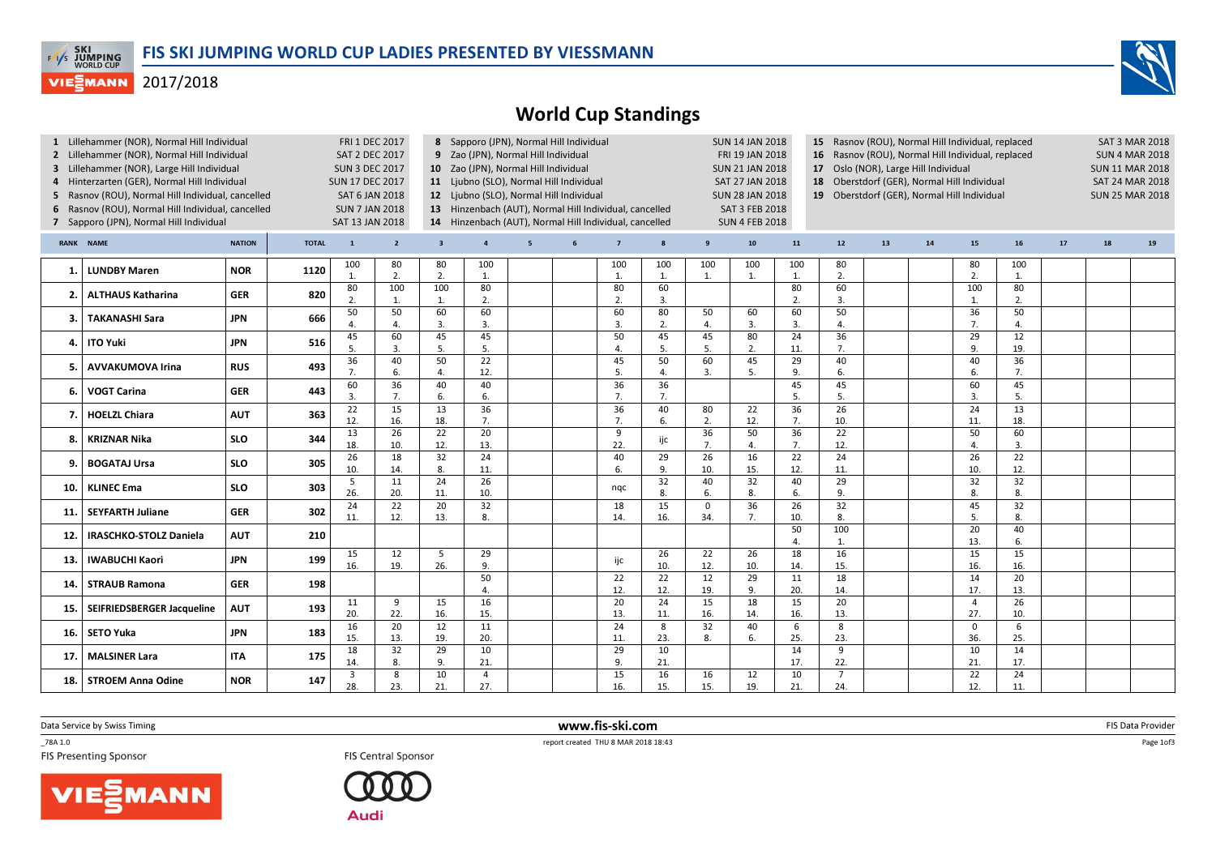# FIS SKI JUMPING WORLD CUP LADIES PRESENTED BY VIESSMANN

2017/2018

## World Cup Standings

1 Lillehammer (NOR), Normal Hill Individual — FRI 1 DEC 2017
2 Lillehammer (NOR), Normal Hill Individual — SAT 2 DEC 2017
3 Lillehammer (NOR), Large Hill Individual — SUN 3 DEC 2017
4 Hinterzarten (GER), Normal Hill Individual — SUN 17 DEC 2017
5 Rasnov (ROU), Normal Hill Individual, cancelled — SAT 6 JAN 2018
6 Rasnov (ROU), Normal Hill Individual, cancelled — SUN 7 JAN 2018
7 Sapporo (JPN), Normal Hill Individual — SAT 13 JAN 2018
8 Sapporo (JPN), Normal Hill Individual — SUN 14 JAN 2018
9 Zao (JPN), Normal Hill Individual — FRI 19 JAN 2018
10 Zao (JPN), Normal Hill Individual — SUN 21 JAN 2018
11 Ljubno (SLO), Normal Hill Individual — SAT 27 JAN 2018
12 Ljubno (SLO), Normal Hill Individual — SUN 28 JAN 2018
13 Hinzenbach (AUT), Normal Hill Individual, cancelled — SAT 3 FEB 2018
14 Hinzenbach (AUT), Normal Hill Individual, cancelled — SUN 4 FEB 2018
15 Rasnov (ROU), Normal Hill Individual, replaced — SAT 3 MAR 2018
16 Rasnov (ROU), Normal Hill Individual, replaced — SUN 4 MAR 2018
17 Oslo (NOR), Large Hill Individual — SUN 11 MAR 2018
18 Oberstdorf (GER), Normal Hill Individual — SAT 24 MAR 2018
19 Oberstdorf (GER), Normal Hill Individual — SUN 25 MAR 2018

| RANK | NAME | NATION | TOTAL | 1 | 2 | 3 | 4 | 5 | 6 | 7 | 8 | 9 | 10 | 11 | 12 | 13 | 14 | 15 | 16 | 17 | 18 | 19 |
|---|---|---|---|---|---|---|---|---|---|---|---|---|---|---|---|---|---|---|---|---|---|---|
| 1. | LUNDBY Maren | NOR | 1120 | 100 1. | 80 2. | 80 2. | 100 1. | | | 100 1. | 100 1. | 100 1. | 100 1. | 100 1. | 80 2. | | | 80 2. | 100 1. | | | |
| 2. | ALTHAUS Katharina | GER | 820 | 80 2. | 100 1. | 100 1. | 80 2. | | | 80 2. | 60 3. | | | 80 2. | 60 3. | | | 100 1. | 80 2. | | | |
| 3. | TAKANASHI Sara | JPN | 666 | 50 4. | 50 4. | 60 3. | 60 3. | | | 60 3. | 80 2. | 50 4. | 60 3. | 60 3. | 50 4. | | | 36 7. | 50 4. | | | |
| 4. | ITO Yuki | JPN | 516 | 45 5. | 60 3. | 45 5. | 45 5. | | | 50 4. | 45 5. | 45 5. | 80 2. | 24 11. | 36 7. | | | 29 9. | 12 19. | | | |
| 5. | AVVAKUMOVA Irina | RUS | 493 | 36 7. | 40 6. | 50 4. | 22 12. | | | 45 5. | 50 4. | 60 3. | 45 5. | 29 9. | 40 6. | | | 40 6. | 36 7. | | | |
| 6. | VOGT Carina | GER | 443 | 60 3. | 36 7. | 40 6. | 40 6. | | | 36 7. | 36 7. | | | 45 5. | 45 5. | | | 60 3. | 45 5. | | | |
| 7. | HOELZL Chiara | AUT | 363 | 22 12. | 15 16. | 13 18. | 36 7. | | | 36 7. | 40 6. | 80 2. | 22 12. | 36 7. | 26 10. | | | 24 11. | 13 18. | | | |
| 8. | KRIZNAR Nika | SLO | 344 | 13 18. | 26 10. | 22 12. | 20 13. | | | 9 22. | ijc | 36 7. | 50 4. | 36 7. | 22 12. | | | 50 4. | 60 3. | | | |
| 9. | BOGATAJ Ursa | SLO | 305 | 26 10. | 18 14. | 32 8. | 24 11. | | | 40 6. | 29 9. | 26 10. | 16 15. | 22 12. | 24 11. | | | 26 10. | 22 12. | | | |
| 10. | KLINEC Ema | SLO | 303 | 5 26. | 11 20. | 24 11. | 26 10. | | | nqc | 32 8. | 40 6. | 32 8. | 40 6. | 29 9. | | | 32 8. | 32 8. | | | |
| 11. | SEYFARTH Juliane | GER | 302 | 24 11. | 22 12. | 20 13. | 32 8. | | | 18 14. | 15 16. | 0 34. | 36 7. | 26 10. | 32 8. | | | 45 5. | 32 8. | | | |
| 12. | IRASCHKO-STOLZ Daniela | AUT | 210 | | | | | | | | | | | 50 4. | 100 1. | | | 20 13. | 40 6. | | | |
| 13. | IWABUCHI Kaori | JPN | 199 | 15 16. | 12 19. | 5 26. | 29 9. | | | ijc | 26 10. | 22 12. | 26 10. | 18 14. | 16 15. | | | 15 16. | 15 16. | | | |
| 14. | STRAUB Ramona | GER | 198 | | | | 50 4. | | | 22 12. | 22 12. | 12 19. | 29 9. | 11 20. | 18 14. | | | 14 17. | 20 13. | | | |
| 15. | SEIFRIEDSBERGER Jacqueline | AUT | 193 | 11 20. | 9 22. | 15 16. | 16 15. | | | 20 13. | 24 11. | 15 16. | 18 14. | 15 16. | 20 13. | | | 4 27. | 26 10. | | | |
| 16. | SETO Yuka | JPN | 183 | 16 15. | 20 13. | 12 19. | 11 20. | | | 24 11. | 8 23. | 32 8. | 40 6. | 6 25. | 8 23. | | | 0 36. | 6 25. | | | |
| 17. | MALSINER Lara | ITA | 175 | 18 14. | 32 8. | 29 9. | 10 21. | | | 29 9. | 10 21. | | | 14 17. | 9 22. | | | 10 21. | 14 17. | | | |
| 18. | STROEM Anna Odine | NOR | 147 | 3 28. | 8 23. | 10 21. | 4 27. | | | 15 16. | 16 15. | 16 15. | 12 19. | 10 21. | 7 24. | | | 22 12. | 24 11. | | | |

Data Service by Swiss Timing — www.fis-ski.com — FIS Data Provider

_78A 1.0 — report created THU 8 MAR 2018 18:43

FIS Presenting Sponsor — FIS Central Sponsor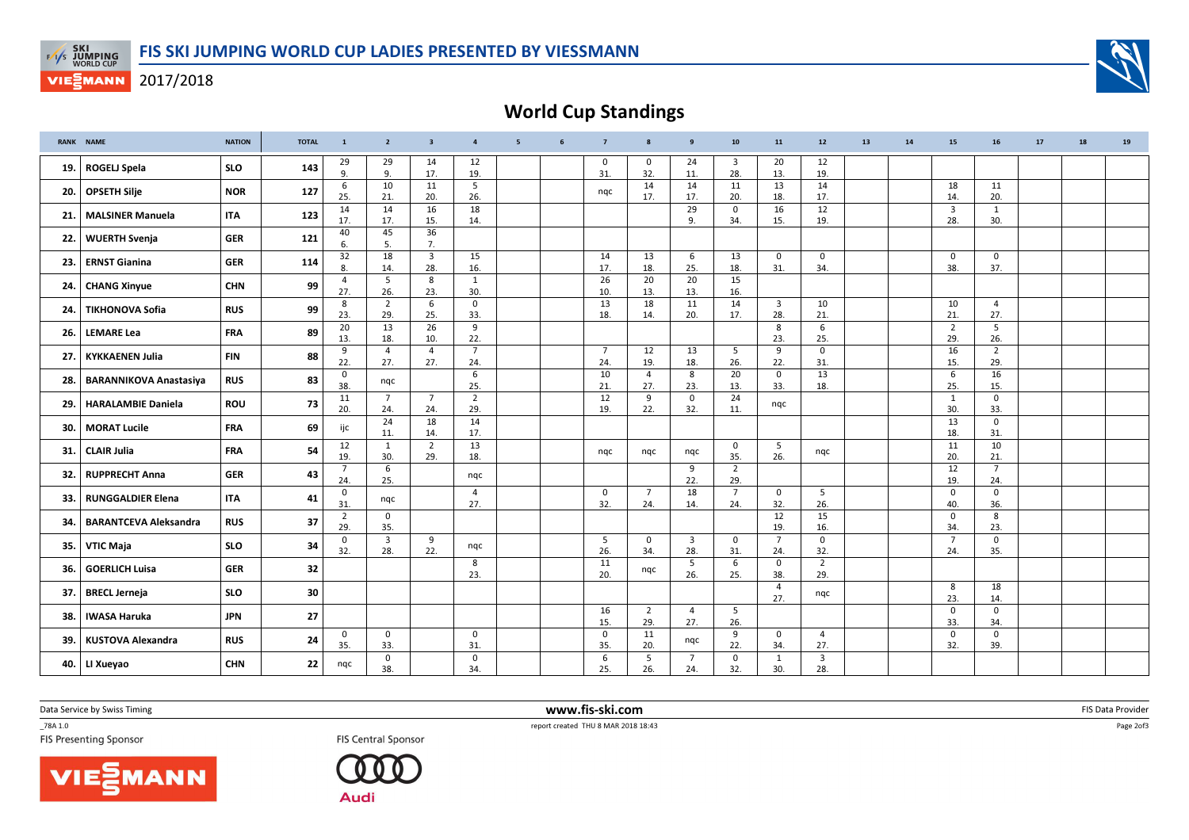# FIS SKI JUMPING WORLD CUP LADIES PRESENTED BY VIESSMANN

2017/2018

## World Cup Standings

| RANK | NAME | NATION | TOTAL | 1 | 2 | 3 | 4 | 5 | 6 | 7 | 8 | 9 | 10 | 11 | 12 | 13 | 14 | 15 | 16 | 17 | 18 | 19 |
|---|---|---|---|---|---|---|---|---|---|---|---|---|---|---|---|---|---|---|---|---|---|---|
| 19. | ROGELJ Spela | SLO | 143 | 29 9. | 29 9. | 14 17. | 12 19. | | | 0 31. | 0 32. | 24 11. | 3 28. | 20 13. | 12 19. | | | | | | | |
| 20. | OPSETH Silje | NOR | 127 | 6 25. | 10 21. | 11 20. | 5 26. | | | nqc | 14 17. | 14 17. | 11 20. | 13 18. | 14 17. | | | 18 14. | 11 20. | | | |
| 21. | MALSINER Manuela | ITA | 123 | 14 17. | 14 17. | 16 15. | 18 14. | | | | | 29 9. | 0 34. | 16 15. | 12 19. | | | 3 28. | 1 30. | | | |
| 22. | WUERTH Svenja | GER | 121 | 40 6. | 45 5. | 36 7. | | | | | | | | | | | | | | | | |
| 23. | ERNST Gianina | GER | 114 | 32 8. | 18 14. | 3 28. | 15 16. | | | 14 17. | 13 18. | 6 25. | 13 18. | 0 31. | 0 34. | | | 0 38. | 0 37. | | | |
| 24. | CHANG Xinyue | CHN | 99 | 4 27. | 5 26. | 8 23. | 1 30. | | | 26 10. | 20 13. | 20 13. | 15 16. | | | | | | | | | |
| 24. | TIKHONOVA Sofia | RUS | 99 | 8 23. | 2 29. | 6 25. | 0 33. | | | 13 18. | 18 14. | 11 20. | 14 17. | 3 28. | 10 21. | | | 10 21. | 4 27. | | | |
| 26. | LEMARE Lea | FRA | 89 | 20 13. | 13 18. | 26 10. | 9 22. | | | | | | | 8 23. | 6 25. | | | 2 29. | 5 26. | | | |
| 27. | KYKKAENEN Julia | FIN | 88 | 9 22. | 4 27. | 4 27. | 7 24. | | | 7 24. | 12 19. | 13 18. | 5 26. | 9 22. | 0 31. | | | 16 15. | 2 29. | | | |
| 28. | BARANNIKOVA Anastasiya | RUS | 83 | 0 38. | nqc | | 6 25. | | | 10 21. | 4 27. | 8 23. | 20 13. | 0 33. | 13 18. | | | 6 25. | 16 15. | | | |
| 29. | HARALAMBIE Daniela | ROU | 73 | 11 20. | 7 24. | 7 24. | 2 29. | | | 12 19. | 9 22. | 0 32. | 24 11. | nqc | | | | 1 30. | 0 33. | | | |
| 30. | MORAT Lucile | FRA | 69 | ijc | 24 11. | 18 14. | 14 17. | | | | | | | | | | | 13 18. | 0 31. | | | |
| 31. | CLAIR Julia | FRA | 54 | 12 19. | 1 30. | 2 29. | 13 18. | | | nqc | nqc | nqc | 0 35. | 5 26. | nqc | | | 11 20. | 10 21. | | | |
| 32. | RUPPRECHT Anna | GER | 43 | 7 24. | 6 25. | | nqc | | | | | 9 22. | 2 29. | | | | | 12 19. | 7 24. | | | |
| 33. | RUNGGALDIER Elena | ITA | 41 | 0 31. | nqc | | 4 27. | | | 0 32. | 7 24. | 18 14. | 7 24. | 0 32. | 5 26. | | | 0 40. | 0 36. | | | |
| 34. | BARANTCEVA Aleksandra | RUS | 37 | 2 29. | 0 35. | | | | | | | | | 12 19. | 15 16. | | | 0 34. | 8 23. | | | |
| 35. | VTIC Maja | SLO | 34 | 0 32. | 3 28. | 9 22. | nqc | | | 5 26. | 0 34. | 3 28. | 0 31. | 7 24. | 0 32. | | | 7 24. | 0 35. | | | |
| 36. | GOERLICH Luisa | GER | 32 | | | | 8 23. | | | 11 20. | nqc | 5 26. | 6 25. | 0 38. | 2 29. | | | | | | | |
| 37. | BRECL Jerneja | SLO | 30 | | | | | | | | | | | 4 27. | nqc | | | 8 23. | 18 14. | | | |
| 38. | IWASA Haruka | JPN | 27 | | | | | | | 16 15. | 2 29. | 4 27. | 5 26. | | | | | 0 33. | 0 34. | | | |
| 39. | KUSTOVA Alexandra | RUS | 24 | 0 35. | 0 33. | | 0 31. | | | 0 35. | 11 20. | nqc | 9 22. | 0 34. | 4 27. | | | 0 32. | 0 39. | | | |
| 40. | LI Xueyao | CHN | 22 | nqc | 0 38. | | 0 34. | | | 6 25. | 5 26. | 7 24. | 0 32. | 1 30. | 3 28. | | | | | | | |

Data Service by Swiss Timing — www.fis-ski.com — FIS Data Provider

_78A 1.0 — report created THU 8 MAR 2018 18:43

FIS Presenting Sponsor — FIS Central Sponsor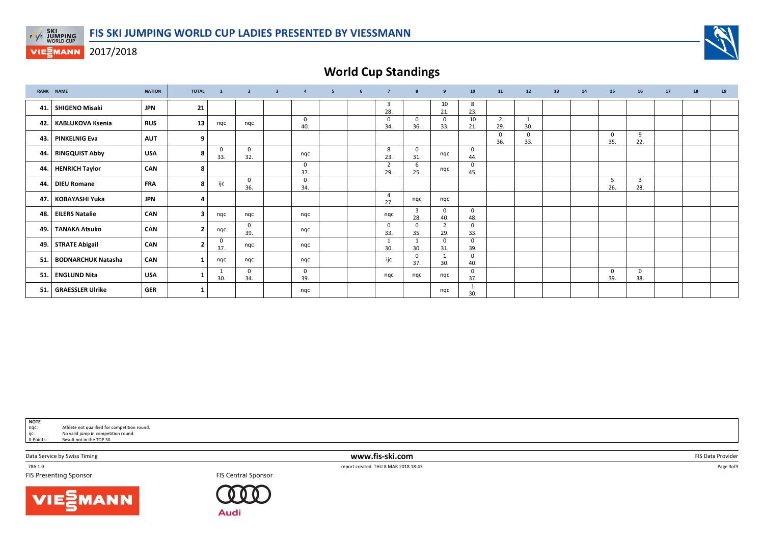# FIS SKI JUMPING WORLD CUP LADIES PRESENTED BY VIESSMANN

2017/2018

## World Cup Standings

| RANK | NAME | NATION | TOTAL | 1 | 2 | 3 | 4 | 5 | 6 | 7 | 8 | 9 | 10 | 11 | 12 | 13 | 14 | 15 | 16 | 17 | 18 | 19 |
|---|---|---|---|---|---|---|---|---|---|---|---|---|---|---|---|---|---|---|---|---|---|---|
| 41. | SHIGENO Misaki | JPN | 21 | | | | | | | 3 28. | | 10 21. | 8 23. | | | | | | | | | |
| 42. | KABLUKOVA Ksenia | RUS | 13 | nqc | nqc | | 0 40. | | | 0 34. | 0 36. | 0 33. | 10 21. | 2 29. | 1 30. | | | | | | | |
| 43. | PINKELNIG Eva | AUT | 9 | | | | | | | | | | | 0 36. | 0 33. | | | 0 35. | 9 22. | | | |
| 44. | RINGQUIST Abby | USA | 8 | 0 33. | 0 32. | | nqc | | | 8 23. | 0 31. | nqc | 0 44. | | | | | | | | | |
| 44. | HENRICH Taylor | CAN | 8 | | | | 0 37. | | | 2 29. | 6 25. | nqc | 0 45. | | | | | | | | | |
| 44. | DIEU Romane | FRA | 8 | ijc | 0 36. | | 0 34. | | | | | | | | | | | 5 26. | 3 28. | | | |
| 47. | KOBAYASHI Yuka | JPN | 4 | | | | | | | 4 27. | nqc | nqc | | | | | | | | | | |
| 48. | EILERS Natalie | CAN | 3 | nqc | nqc | | nqc | | | nqc | 3 28. | 0 40. | 0 48. | | | | | | | | | |
| 49. | TANAKA Atsuko | CAN | 2 | nqc | 0 39. | | nqc | | | 0 33. | 0 35. | 2 29. | 0 33. | | | | | | | | | |
| 49. | STRATE Abigail | CAN | 2 | 0 37. | nqc | | nqc | | | 1 30. | 1 30. | 0 31. | 0 39. | | | | | | | | | |
| 51. | BODNARCHUK Natasha | CAN | 1 | nqc | nqc | | nqc | | | ijc | 0 37. | 1 30. | 0 40. | | | | | | | | | |
| 51. | ENGLUND Nita | USA | 1 | 1 30. | 0 34. | | 0 39. | | | nqc | nqc | nqc | 0 37. | | | | | 0 39. | 0 38. | | | |
| 51. | GRAESSLER Ulrike | GER | 1 | | | | nqc | | | | | nqc | 1 30. | | | | | | | | | |

**NOTE**

nqc: Athlete not qualified for competition round.
ijc: No valid jump in competition round.
0 Points: Result not in the TOP 30.

Data Service by Swiss Timing — www.fis-ski.com — FIS Data Provider

_78A 1.0 — report created THU 8 MAR 2018 18:43

FIS Presenting Sponsor — FIS Central Sponsor